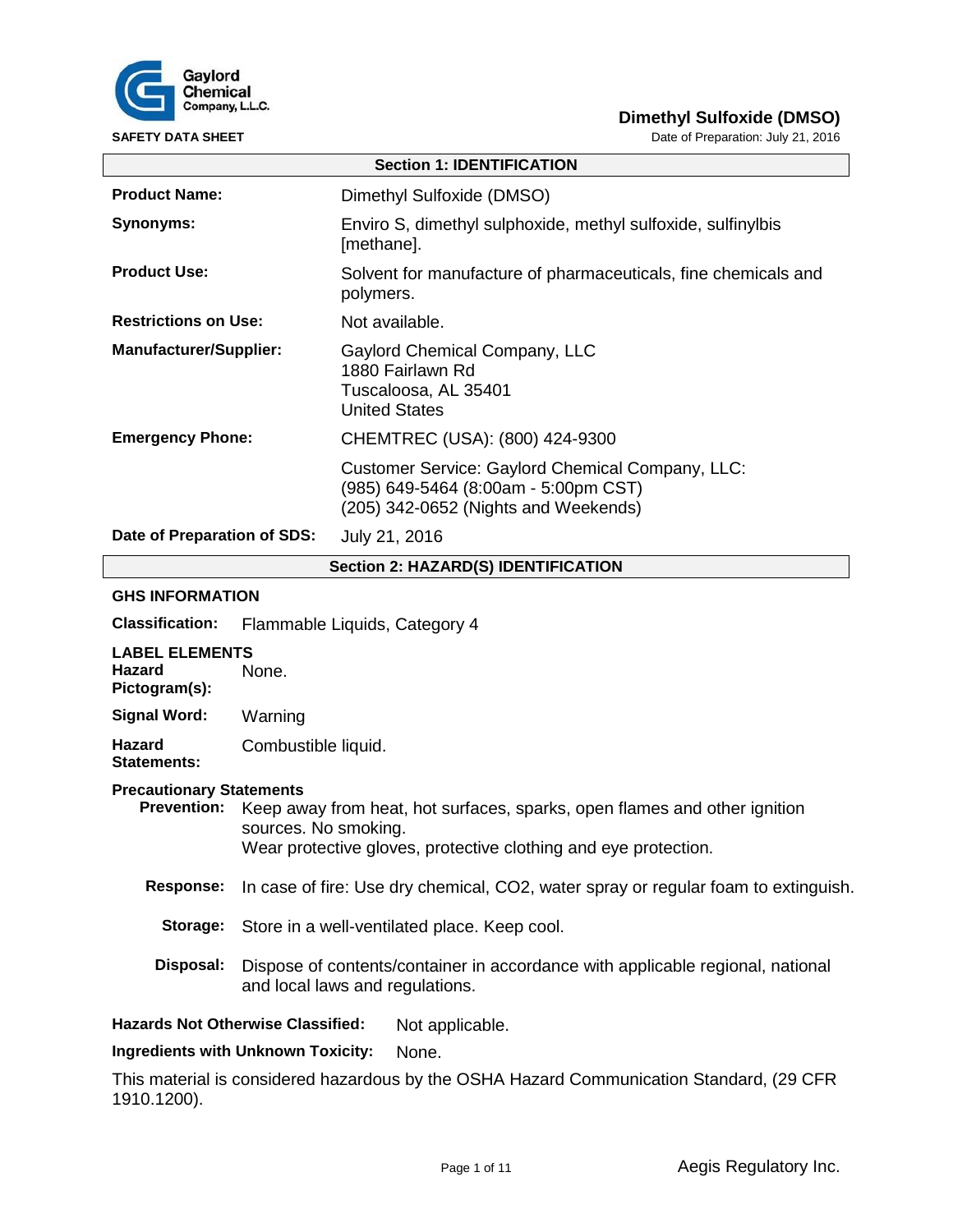Gaylord Chemical Company, L.L.C.

**SAFETY DATA SHEET**

# Dimethyl Sulfoxide (DMSO)

Date of Preparation: July 21, 2016

## Section 1: IDENTIFICATION

**Product Name:** Dimethyl Sulfoxide (DMSO)

**Synonyms:** Enviro S, dimethyl sulphoxide, methyl sulfoxide, sulfinylbis [methane].

**Product Use:** Solvent for manufacture of pharmaceuticals, fine chemicals and polymers.

**Restrictions on Use:** Not available.

**Manufacturer/Supplier:** Gaylord Chemical Company, LLC
1880 Fairlawn Rd
Tuscaloosa, AL 35401
United States

**Emergency Phone:** CHEMTREC (USA): (800) 424-9300

Customer Service: Gaylord Chemical Company, LLC:
(985) 649-5464 (8:00am - 5:00pm CST)
(205) 342-0652 (Nights and Weekends)

**Date of Preparation of SDS:** July 21, 2016

## Section 2: HAZARD(S) IDENTIFICATION

**GHS INFORMATION**

**Classification:** Flammable Liquids, Category 4

**LABEL ELEMENTS**

**Hazard Pictogram(s):** None.

**Signal Word:** Warning

**Hazard Statements:** Combustible liquid.

**Precautionary Statements**

**Prevention:** Keep away from heat, hot surfaces, sparks, open flames and other ignition sources. No smoking.
Wear protective gloves, protective clothing and eye protection.

**Response:** In case of fire: Use dry chemical, CO2, water spray or regular foam to extinguish.

**Storage:** Store in a well-ventilated place. Keep cool.

**Disposal:** Dispose of contents/container in accordance with applicable regional, national and local laws and regulations.

**Hazards Not Otherwise Classified:** Not applicable.

**Ingredients with Unknown Toxicity:** None.

This material is considered hazardous by the OSHA Hazard Communication Standard, (29 CFR 1910.1200).

Aegis Regulatory Inc.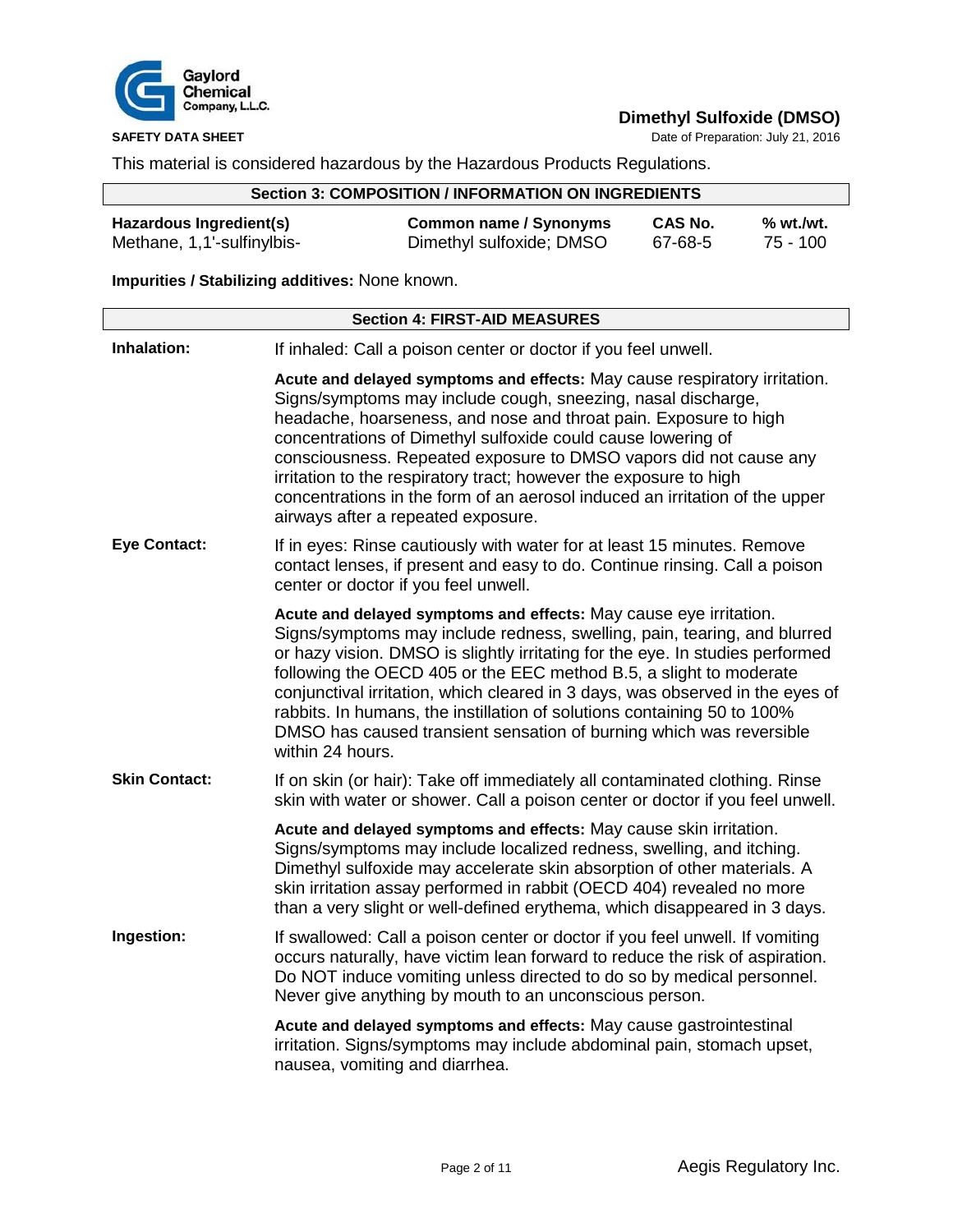This material is considered hazardous by the Hazardous Products Regulations.

## Section 3: COMPOSITION / INFORMATION ON INGREDIENTS

| Hazardous Ingredient(s) | Common name / Synonyms | CAS No. | % wt./wt. |
|---|---|---|---|
| Methane, 1,1'-sulfinylbis- | Dimethyl sulfoxide; DMSO | 67-68-5 | 75 - 100 |

**Impurities / Stabilizing additives:** None known.

## Section 4: FIRST-AID MEASURES

**Inhalation:** If inhaled: Call a poison center or doctor if you feel unwell.

**Acute and delayed symptoms and effects:** May cause respiratory irritation. Signs/symptoms may include cough, sneezing, nasal discharge, headache, hoarseness, and nose and throat pain. Exposure to high concentrations of Dimethyl sulfoxide could cause lowering of consciousness. Repeated exposure to DMSO vapors did not cause any irritation to the respiratory tract; however the exposure to high concentrations in the form of an aerosol induced an irritation of the upper airways after a repeated exposure.

**Eye Contact:** If in eyes: Rinse cautiously with water for at least 15 minutes. Remove contact lenses, if present and easy to do. Continue rinsing. Call a poison center or doctor if you feel unwell.

**Acute and delayed symptoms and effects:** May cause eye irritation. Signs/symptoms may include redness, swelling, pain, tearing, and blurred or hazy vision. DMSO is slightly irritating for the eye. In studies performed following the OECD 405 or the EEC method B.5, a slight to moderate conjunctival irritation, which cleared in 3 days, was observed in the eyes of rabbits. In humans, the instillation of solutions containing 50 to 100% DMSO has caused transient sensation of burning which was reversible within 24 hours.

**Skin Contact:** If on skin (or hair): Take off immediately all contaminated clothing. Rinse skin with water or shower. Call a poison center or doctor if you feel unwell.

**Acute and delayed symptoms and effects:** May cause skin irritation. Signs/symptoms may include localized redness, swelling, and itching. Dimethyl sulfoxide may accelerate skin absorption of other materials. A skin irritation assay performed in rabbit (OECD 404) revealed no more than a very slight or well-defined erythema, which disappeared in 3 days.

**Ingestion:** If swallowed: Call a poison center or doctor if you feel unwell. If vomiting occurs naturally, have victim lean forward to reduce the risk of aspiration. Do NOT induce vomiting unless directed to do so by medical personnel. Never give anything by mouth to an unconscious person.

**Acute and delayed symptoms and effects:** May cause gastrointestinal irritation. Signs/symptoms may include abdominal pain, stomach upset, nausea, vomiting and diarrhea.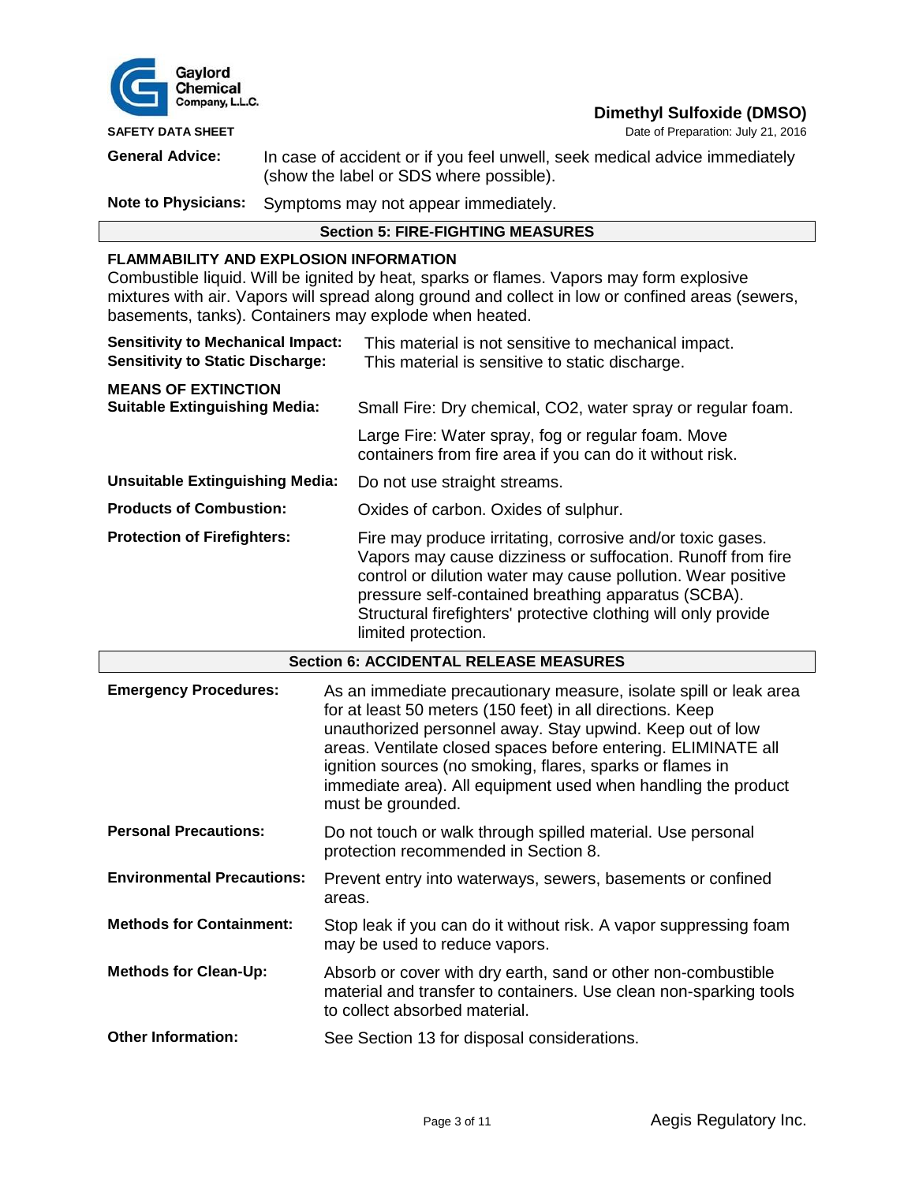**General Advice:** In case of accident or if you feel unwell, seek medical advice immediately (show the label or SDS where possible).

**Note to Physicians:** Symptoms may not appear immediately.

## Section 5: FIRE-FIGHTING MEASURES

**FLAMMABILITY AND EXPLOSION INFORMATION**

Combustible liquid. Will be ignited by heat, sparks or flames. Vapors may form explosive mixtures with air. Vapors will spread along ground and collect in low or confined areas (sewers, basements, tanks). Containers may explode when heated.

**Sensitivity to Mechanical Impact:** This material is not sensitive to mechanical impact.

**Sensitivity to Static Discharge:** This material is sensitive to static discharge.

**MEANS OF EXTINCTION**

**Suitable Extinguishing Media:** Small Fire: Dry chemical, $CO_2$, water spray or regular foam.

Large Fire: Water spray, fog or regular foam. Move containers from fire area if you can do it without risk.

**Unsuitable Extinguishing Media:** Do not use straight streams.

**Products of Combustion:** Oxides of carbon. Oxides of sulphur.

**Protection of Firefighters:** Fire may produce irritating, corrosive and/or toxic gases. Vapors may cause dizziness or suffocation. Runoff from fire control or dilution water may cause pollution. Wear positive pressure self-contained breathing apparatus (SCBA). Structural firefighters' protective clothing will only provide limited protection.

## Section 6: ACCIDENTAL RELEASE MEASURES

**Emergency Procedures:** As an immediate precautionary measure, isolate spill or leak area for at least 50 meters (150 feet) in all directions. Keep unauthorized personnel away. Stay upwind. Keep out of low areas. Ventilate closed spaces before entering. ELIMINATE all ignition sources (no smoking, flares, sparks or flames in immediate area). All equipment used when handling the product must be grounded.

**Personal Precautions:** Do not touch or walk through spilled material. Use personal protection recommended in Section 8.

**Environmental Precautions:** Prevent entry into waterways, sewers, basements or confined areas.

**Methods for Containment:** Stop leak if you can do it without risk. A vapor suppressing foam may be used to reduce vapors.

**Methods for Clean-Up:** Absorb or cover with dry earth, sand or other non-combustible material and transfer to containers. Use clean non-sparking tools to collect absorbed material.

**Other Information:** See Section 13 for disposal considerations.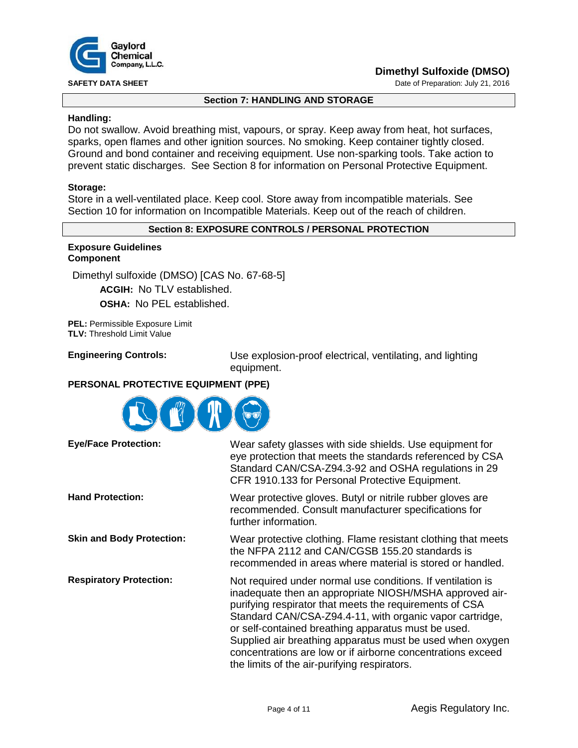## Section 7: HANDLING AND STORAGE

**Handling:**

Do not swallow. Avoid breathing mist, vapours, or spray. Keep away from heat, hot surfaces, sparks, open flames and other ignition sources. No smoking. Keep container tightly closed. Ground and bond container and receiving equipment. Use non-sparking tools. Take action to prevent static discharges. See Section 8 for information on Personal Protective Equipment.

**Storage:**

Store in a well-ventilated place. Keep cool. Store away from incompatible materials. See Section 10 for information on Incompatible Materials. Keep out of the reach of children.

## Section 8: EXPOSURE CONTROLS / PERSONAL PROTECTION

**Exposure Guidelines**
**Component**

Dimethyl sulfoxide (DMSO) [CAS No. 67-68-5]

**ACGIH:** No TLV established.

**OSHA:** No PEL established.

**PEL:** Permissible Exposure Limit
**TLV:** Threshold Limit Value

**Engineering Controls:** Use explosion-proof electrical, ventilating, and lighting equipment.

**PERSONAL PROTECTIVE EQUIPMENT (PPE)**

**Eye/Face Protection:** Wear safety glasses with side shields. Use equipment for eye protection that meets the standards referenced by CSA Standard CAN/CSA-Z94.3-92 and OSHA regulations in 29 CFR 1910.133 for Personal Protective Equipment.

**Hand Protection:** Wear protective gloves. Butyl or nitrile rubber gloves are recommended. Consult manufacturer specifications for further information.

**Skin and Body Protection:** Wear protective clothing. Flame resistant clothing that meets the NFPA 2112 and CAN/CGSB 155.20 standards is recommended in areas where material is stored or handled.

**Respiratory Protection:** Not required under normal use conditions. If ventilation is inadequate then an appropriate NIOSH/MSHA approved air-purifying respirator that meets the requirements of CSA Standard CAN/CSA-Z94.4-11, with organic vapor cartridge, or self-contained breathing apparatus must be used. Supplied air breathing apparatus must be used when oxygen concentrations are low or if airborne concentrations exceed the limits of the air-purifying respirators.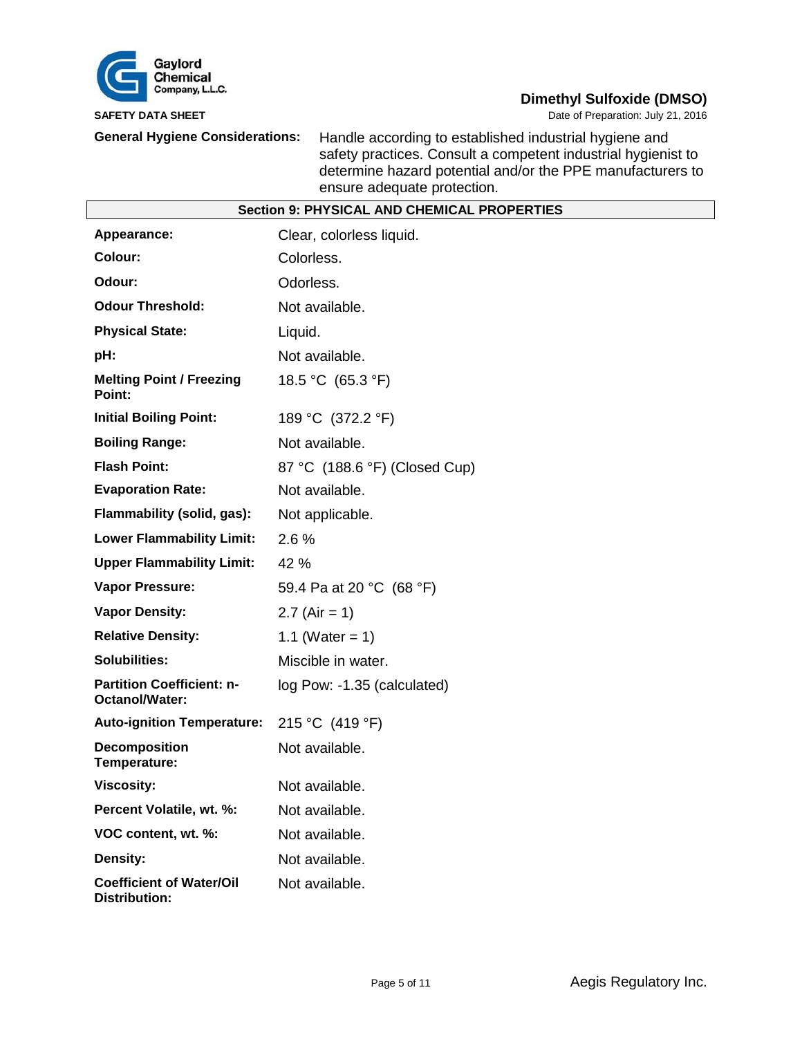**General Hygiene Considerations:** Handle according to established industrial hygiene and safety practices. Consult a competent industrial hygienist to determine hazard potential and/or the PPE manufacturers to ensure adequate protection.

## Section 9: PHYSICAL AND CHEMICAL PROPERTIES

| Property | Value |
|---|---|
| **Appearance:** | Clear, colorless liquid. |
| **Colour:** | Colorless. |
| **Odour:** | Odorless. |
| **Odour Threshold:** | Not available. |
| **Physical State:** | Liquid. |
| **pH:** | Not available. |
| **Melting Point / Freezing Point:** | 18.5 °C (65.3 °F) |
| **Initial Boiling Point:** | 189 °C (372.2 °F) |
| **Boiling Range:** | Not available. |
| **Flash Point:** | 87 °C (188.6 °F) (Closed Cup) |
| **Evaporation Rate:** | Not available. |
| **Flammability (solid, gas):** | Not applicable. |
| **Lower Flammability Limit:** | 2.6 % |
| **Upper Flammability Limit:** | 42 % |
| **Vapor Pressure:** | 59.4 Pa at 20 °C (68 °F) |
| **Vapor Density:** | 2.7 (Air = 1) |
| **Relative Density:** | 1.1 (Water = 1) |
| **Solubilities:** | Miscible in water. |
| **Partition Coefficient: n-Octanol/Water:** | log Pow: -1.35 (calculated) |
| **Auto-ignition Temperature:** | 215 °C (419 °F) |
| **Decomposition Temperature:** | Not available. |
| **Viscosity:** | Not available. |
| **Percent Volatile, wt. %:** | Not available. |
| **VOC content, wt. %:** | Not available. |
| **Density:** | Not available. |
| **Coefficient of Water/Oil Distribution:** | Not available. |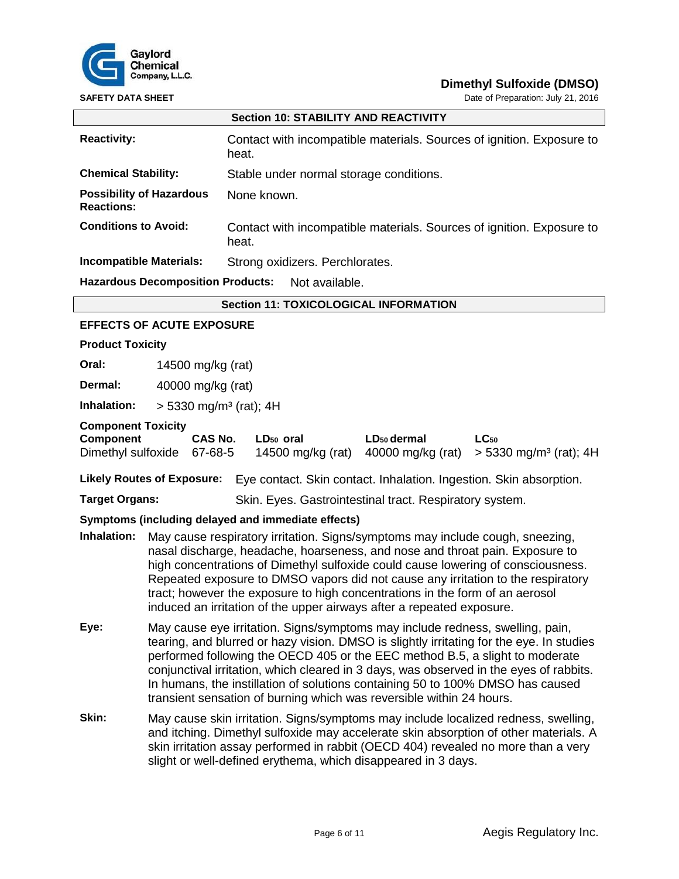## Section 10: STABILITY AND REACTIVITY

**Reactivity:** Contact with incompatible materials. Sources of ignition. Exposure to heat.

**Chemical Stability:** Stable under normal storage conditions.

**Possibility of Hazardous Reactions:** None known.

**Conditions to Avoid:** Contact with incompatible materials. Sources of ignition. Exposure to heat.

**Incompatible Materials:** Strong oxidizers. Perchlorates.

**Hazardous Decomposition Products:** Not available.

## Section 11: TOXICOLOGICAL INFORMATION

### EFFECTS OF ACUTE EXPOSURE

**Product Toxicity**

**Oral:** 14500 mg/kg (rat)

**Dermal:** 40000 mg/kg (rat)

**Inhalation:** > 5330 mg/m³ (rat); 4H

**Component Toxicity**

| Component | CAS No. | $LD_{50}$ oral | $LD_{50}$ dermal | $LC_{50}$ |
|---|---|---|---|---|
| Dimethyl sulfoxide | 67-68-5 | 14500 mg/kg (rat) | 40000 mg/kg (rat) | > 5330 mg/m³ (rat); 4H |

**Likely Routes of Exposure:** Eye contact. Skin contact. Inhalation. Ingestion. Skin absorption.

**Target Organs:** Skin. Eyes. Gastrointestinal tract. Respiratory system.

**Symptoms (including delayed and immediate effects)**

**Inhalation:** May cause respiratory irritation. Signs/symptoms may include cough, sneezing, nasal discharge, headache, hoarseness, and nose and throat pain. Exposure to high concentrations of Dimethyl sulfoxide could cause lowering of consciousness. Repeated exposure to DMSO vapors did not cause any irritation to the respiratory tract; however the exposure to high concentrations in the form of an aerosol induced an irritation of the upper airways after a repeated exposure.

**Eye:** May cause eye irritation. Signs/symptoms may include redness, swelling, pain, tearing, and blurred or hazy vision. DMSO is slightly irritating for the eye. In studies performed following the OECD 405 or the EEC method B.5, a slight to moderate conjunctival irritation, which cleared in 3 days, was observed in the eyes of rabbits. In humans, the instillation of solutions containing 50 to 100% DMSO has caused transient sensation of burning which was reversible within 24 hours.

**Skin:** May cause skin irritation. Signs/symptoms may include localized redness, swelling, and itching. Dimethyl sulfoxide may accelerate skin absorption of other materials. A skin irritation assay performed in rabbit (OECD 404) revealed no more than a very slight or well-defined erythema, which disappeared in 3 days.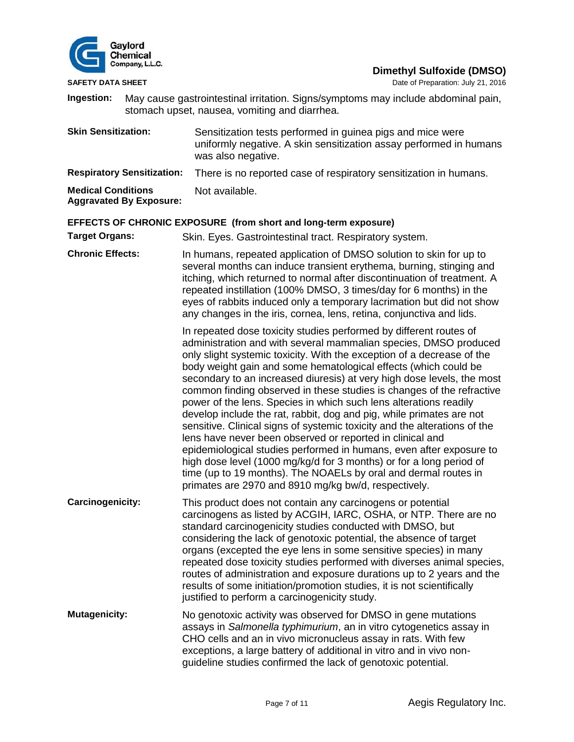**Ingestion:** May cause gastrointestinal irritation. Signs/symptoms may include abdominal pain, stomach upset, nausea, vomiting and diarrhea.

**Skin Sensitization:** Sensitization tests performed in guinea pigs and mice were uniformly negative. A skin sensitization assay performed in humans was also negative.

**Respiratory Sensitization:** There is no reported case of respiratory sensitization in humans.

**Medical Conditions Aggravated By Exposure:** Not available.

**EFFECTS OF CHRONIC EXPOSURE (from short and long-term exposure)**

**Target Organs:** Skin. Eyes. Gastrointestinal tract. Respiratory system.

**Chronic Effects:** In humans, repeated application of DMSO solution to skin for up to several months can induce transient erythema, burning, stinging and itching, which returned to normal after discontinuation of treatment. A repeated instillation (100% DMSO, 3 times/day for 6 months) in the eyes of rabbits induced only a temporary lacrimation but did not show any changes in the iris, cornea, lens, retina, conjunctiva and lids.

In repeated dose toxicity studies performed by different routes of administration and with several mammalian species, DMSO produced only slight systemic toxicity. With the exception of a decrease of the body weight gain and some hematological effects (which could be secondary to an increased diuresis) at very high dose levels, the most common finding observed in these studies is changes of the refractive power of the lens. Species in which such lens alterations readily develop include the rat, rabbit, dog and pig, while primates are not sensitive. Clinical signs of systemic toxicity and the alterations of the lens have never been observed or reported in clinical and epidemiological studies performed in humans, even after exposure to high dose level (1000 mg/kg/d for 3 months) or for a long period of time (up to 19 months). The NOAELs by oral and dermal routes in primates are 2970 and 8910 mg/kg bw/d, respectively.

**Carcinogenicity:** This product does not contain any carcinogens or potential carcinogens as listed by ACGIH, IARC, OSHA, or NTP. There are no standard carcinogenicity studies conducted with DMSO, but considering the lack of genotoxic potential, the absence of target organs (excepted the eye lens in some sensitive species) in many repeated dose toxicity studies performed with diverses animal species, routes of administration and exposure durations up to 2 years and the results of some initiation/promotion studies, it is not scientifically justified to perform a carcinogenicity study.

**Mutagenicity:** No genotoxic activity was observed for DMSO in gene mutations assays in *Salmonella typhimurium*, an in vitro cytogenetics assay in CHO cells and an in vivo micronucleus assay in rats. With few exceptions, a large battery of additional in vitro and in vivo non-guideline studies confirmed the lack of genotoxic potential.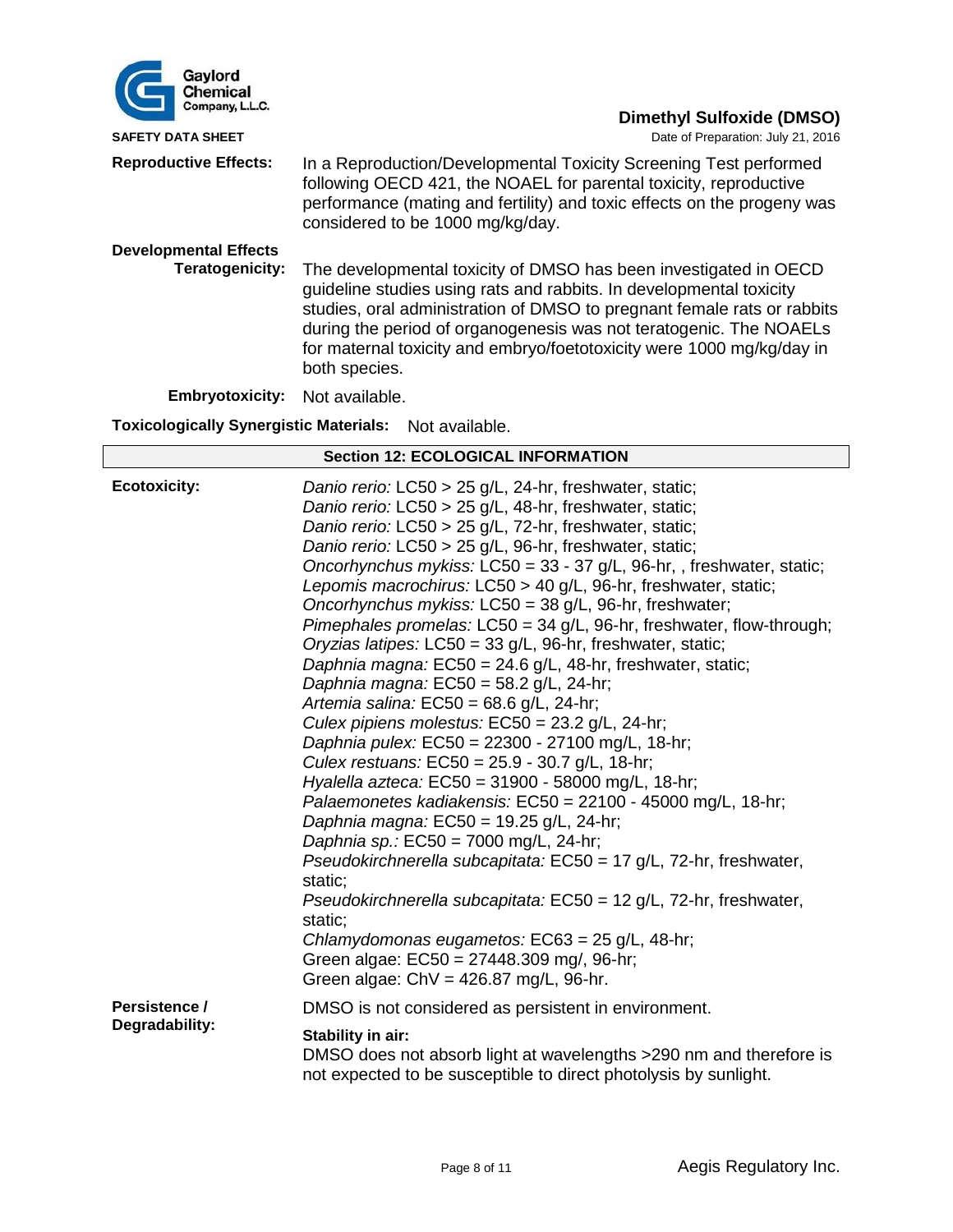**Reproductive Effects:** In a Reproduction/Developmental Toxicity Screening Test performed following OECD 421, the NOAEL for parental toxicity, reproductive performance (mating and fertility) and toxic effects on the progeny was considered to be 1000 mg/kg/day.

**Developmental Effects**

**Teratogenicity:** The developmental toxicity of DMSO has been investigated in OECD guideline studies using rats and rabbits. In developmental toxicity studies, oral administration of DMSO to pregnant female rats or rabbits during the period of organogenesis was not teratogenic. The NOAELs for maternal toxicity and embryo/foetotoxicity were 1000 mg/kg/day in both species.

**Embryotoxicity:** Not available.

**Toxicologically Synergistic Materials:** Not available.

## Section 12: ECOLOGICAL INFORMATION

**Ecotoxicity:**

*Danio rerio:* LC50 > 25 g/L, 24-hr, freshwater, static;
*Danio rerio:* LC50 > 25 g/L, 48-hr, freshwater, static;
*Danio rerio:* LC50 > 25 g/L, 72-hr, freshwater, static;
*Danio rerio:* LC50 > 25 g/L, 96-hr, freshwater, static;
*Oncorhynchus mykiss:* LC50 = 33 - 37 g/L, 96-hr, , freshwater, static;
*Lepomis macrochirus:* LC50 > 40 g/L, 96-hr, freshwater, static;
*Oncorhynchus mykiss:* LC50 = 38 g/L, 96-hr, freshwater;
*Pimephales promelas:* LC50 = 34 g/L, 96-hr, freshwater, flow-through;
*Oryzias latipes:* LC50 = 33 g/L, 96-hr, freshwater, static;
*Daphnia magna:* EC50 = 24.6 g/L, 48-hr, freshwater, static;
*Daphnia magna:* EC50 = 58.2 g/L, 24-hr;
*Artemia salina:* EC50 = 68.6 g/L, 24-hr;
*Culex pipiens molestus:* EC50 = 23.2 g/L, 24-hr;
*Daphnia pulex:* EC50 = 22300 - 27100 mg/L, 18-hr;
*Culex restuans:* EC50 = 25.9 - 30.7 g/L, 18-hr;
*Hyalella azteca:* EC50 = 31900 - 58000 mg/L, 18-hr;
*Palaemonetes kadiakensis:* EC50 = 22100 - 45000 mg/L, 18-hr;
*Daphnia magna:* EC50 = 19.25 g/L, 24-hr;
*Daphnia sp.:* EC50 = 7000 mg/L, 24-hr;
*Pseudokirchnerella subcapitata:* EC50 = 17 g/L, 72-hr, freshwater, static;
*Pseudokirchnerella subcapitata:* EC50 = 12 g/L, 72-hr, freshwater, static;
*Chlamydomonas eugametos:* EC63 = 25 g/L, 48-hr;
Green algae: EC50 = 27448.309 mg/, 96-hr;
Green algae: ChV = 426.87 mg/L, 96-hr.

**Persistence / Degradability:** DMSO is not considered as persistent in environment.

**Stability in air:**
DMSO does not absorb light at wavelengths >290 nm and therefore is not expected to be susceptible to direct photolysis by sunlight.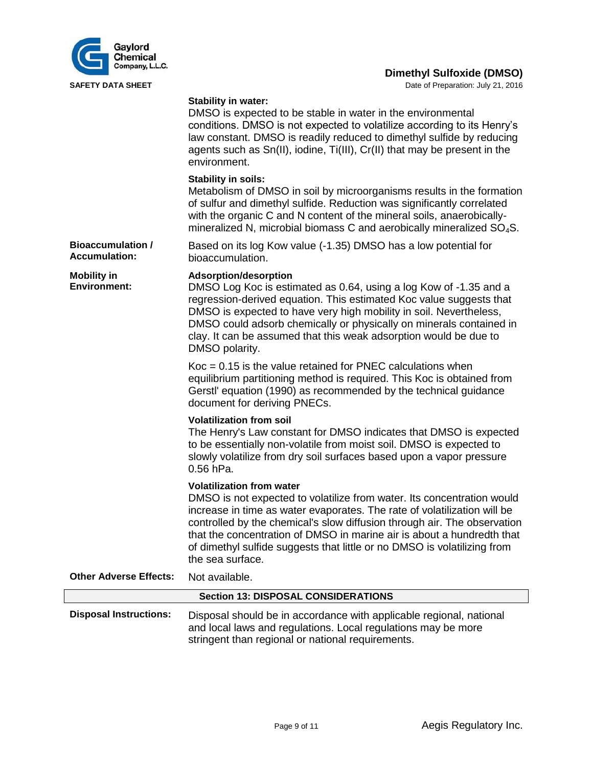**Stability in water:**
DMSO is expected to be stable in water in the environmental conditions. DMSO is not expected to volatilize according to its Henry's law constant. DMSO is readily reduced to dimethyl sulfide by reducing agents such as Sn(II), iodine, Ti(III), Cr(II) that may be present in the environment.

**Stability in soils:**
Metabolism of DMSO in soil by microorganisms results in the formation of sulfur and dimethyl sulfide. Reduction was significantly correlated with the organic C and N content of the mineral soils, anaerobically-mineralized N, microbial biomass C and aerobically mineralized $SO_4S$.

**Bioaccumulation / Accumulation:** Based on its log Kow value (-1.35) DMSO has a low potential for bioaccumulation.

**Mobility in Environment:**

**Adsorption/desorption**
DMSO Log Koc is estimated as 0.64, using a log Kow of -1.35 and a regression-derived equation. This estimated Koc value suggests that DMSO is expected to have very high mobility in soil. Nevertheless, DMSO could adsorb chemically or physically on minerals contained in clay. It can be assumed that this weak adsorption would be due to DMSO polarity.

Koc = 0.15 is the value retained for PNEC calculations when equilibrium partitioning method is required. This Koc is obtained from Gerstl' equation (1990) as recommended by the technical guidance document for deriving PNECs.

**Volatilization from soil**
The Henry's Law constant for DMSO indicates that DMSO is expected to be essentially non-volatile from moist soil. DMSO is expected to slowly volatilize from dry soil surfaces based upon a vapor pressure 0.56 hPa.

**Volatilization from water**
DMSO is not expected to volatilize from water. Its concentration would increase in time as water evaporates. The rate of volatilization will be controlled by the chemical's slow diffusion through air. The observation that the concentration of DMSO in marine air is about a hundredth that of dimethyl sulfide suggests that little or no DMSO is volatilizing from the sea surface.

**Other Adverse Effects:** Not available.

## Section 13: DISPOSAL CONSIDERATIONS

**Disposal Instructions:** Disposal should be in accordance with applicable regional, national and local laws and regulations. Local regulations may be more stringent than regional or national requirements.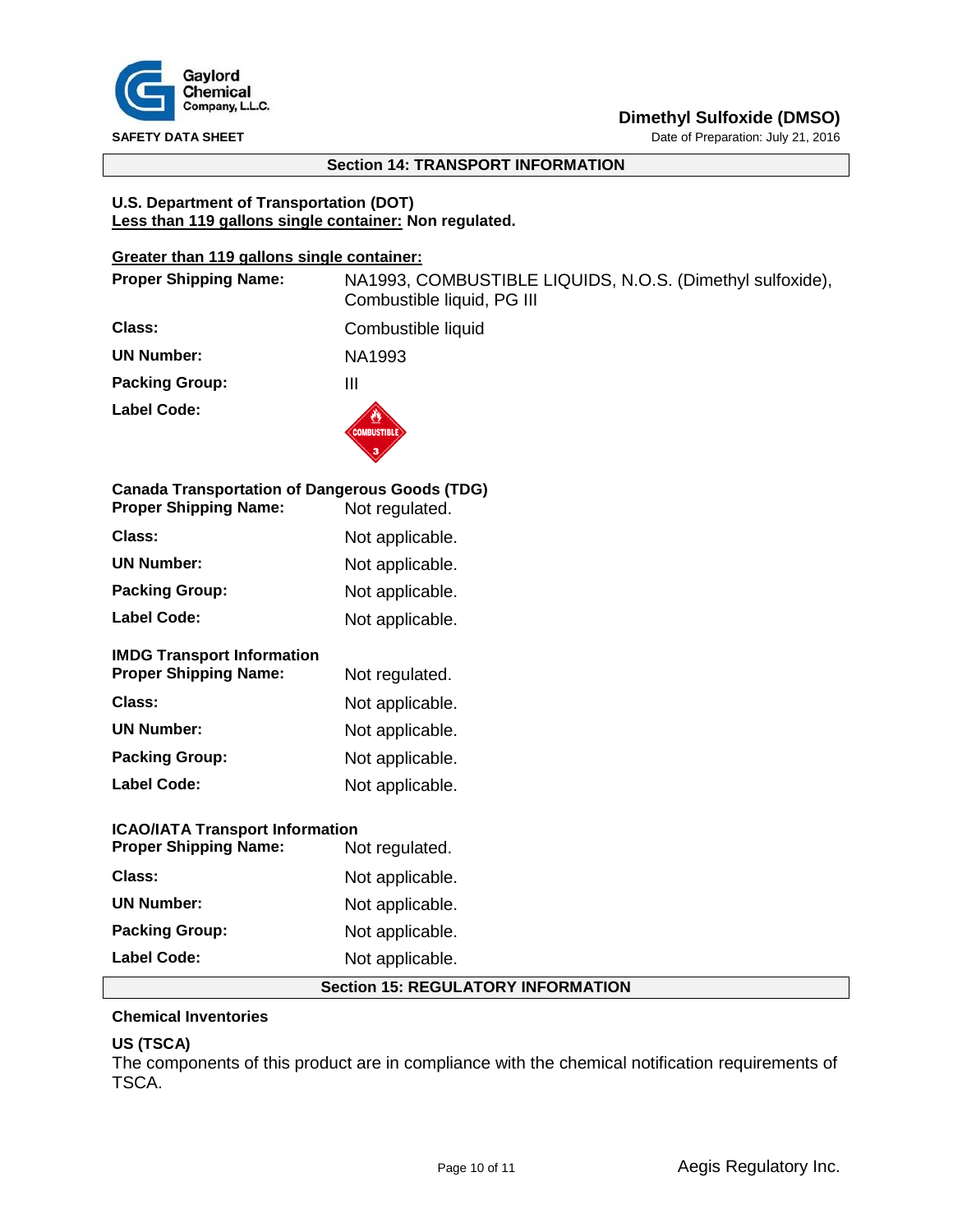## Section 14: TRANSPORT INFORMATION

**U.S. Department of Transportation (DOT)**
**Less than 119 gallons single container: Non regulated.**

**Greater than 119 gallons single container:**

| | |
|---|---|
| **Proper Shipping Name:** | NA1993, COMBUSTIBLE LIQUIDS, N.O.S. (Dimethyl sulfoxide), Combustible liquid, PG III |
| **Class:** | Combustible liquid |
| **UN Number:** | NA1993 |
| **Packing Group:** | III |
| **Label Code:** | COMBUSTIBLE 3 |

**Canada Transportation of Dangerous Goods (TDG)**

| | |
|---|---|
| **Proper Shipping Name:** | Not regulated. |
| **Class:** | Not applicable. |
| **UN Number:** | Not applicable. |
| **Packing Group:** | Not applicable. |
| **Label Code:** | Not applicable. |

**IMDG Transport Information**

| | |
|---|---|
| **Proper Shipping Name:** | Not regulated. |
| **Class:** | Not applicable. |
| **UN Number:** | Not applicable. |
| **Packing Group:** | Not applicable. |
| **Label Code:** | Not applicable. |

**ICAO/IATA Transport Information**

| | |
|---|---|
| **Proper Shipping Name:** | Not regulated. |
| **Class:** | Not applicable. |
| **UN Number:** | Not applicable. |
| **Packing Group:** | Not applicable. |
| **Label Code:** | Not applicable. |

## Section 15: REGULATORY INFORMATION

**Chemical Inventories**

**US (TSCA)**
The components of this product are in compliance with the chemical notification requirements of TSCA.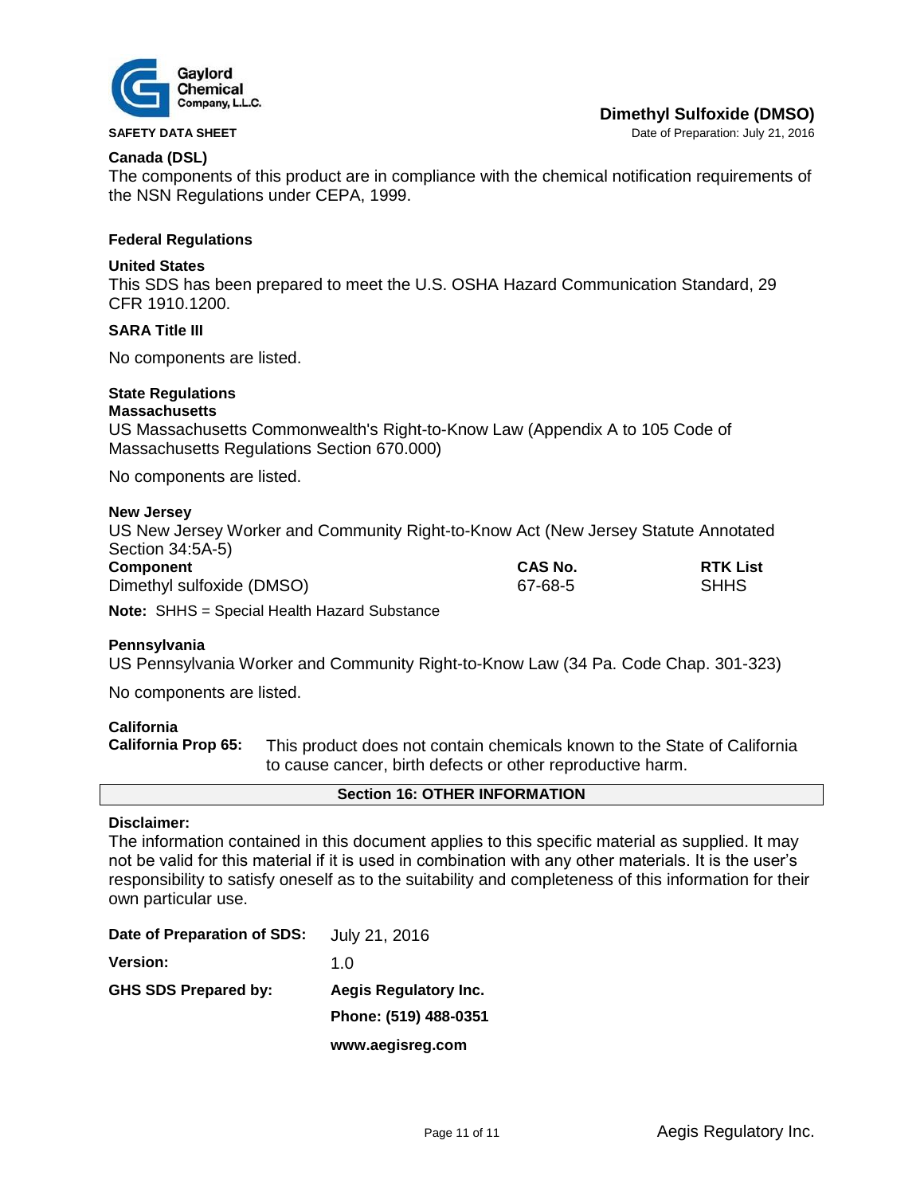### Canada (DSL)

The components of this product are in compliance with the chemical notification requirements of the NSN Regulations under CEPA, 1999.

### Federal Regulations

**United States**

This SDS has been prepared to meet the U.S. OSHA Hazard Communication Standard, 29 CFR 1910.1200.

**SARA Title III**

No components are listed.

### State Regulations

**Massachusetts**

US Massachusetts Commonwealth's Right-to-Know Law (Appendix A to 105 Code of Massachusetts Regulations Section 670.000)

No components are listed.

**New Jersey**

US New Jersey Worker and Community Right-to-Know Act (New Jersey Statute Annotated Section 34:5A-5)

| Component | CAS No. | RTK List |
|---|---|---|
| Dimethyl sulfoxide (DMSO) | 67-68-5 | SHHS |

**Note:** SHHS = Special Health Hazard Substance

**Pennsylvania**

US Pennsylvania Worker and Community Right-to-Know Law (34 Pa. Code Chap. 301-323)

No components are listed.

**California**

**California Prop 65:** This product does not contain chemicals known to the State of California to cause cancer, birth defects or other reproductive harm.

## Section 16: OTHER INFORMATION

**Disclaimer:**

The information contained in this document applies to this specific material as supplied. It may not be valid for this material if it is used in combination with any other materials. It is the user's responsibility to satisfy oneself as to the suitability and completeness of this information for their own particular use.

**Date of Preparation of SDS:** July 21, 2016

**Version:** 1.0

**GHS SDS Prepared by:** **Aegis Regulatory Inc.**

**Phone: (519) 488-0351**

**www.aegisreg.com**